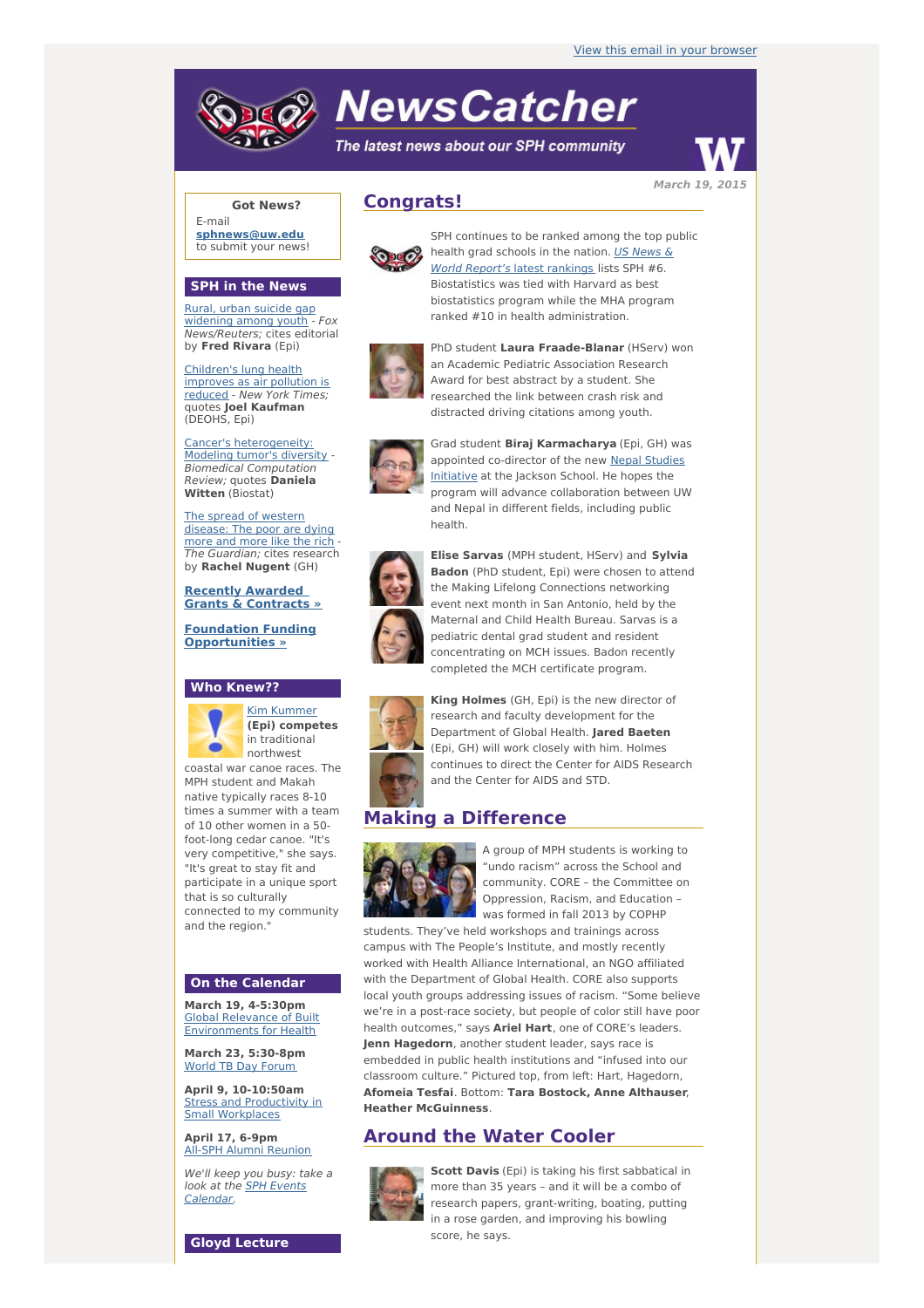View this email in your browser

# NewsCatcher

*The latest news about our SPH community*

*March 19, 2015*

## Congrats!

SPH continues to be ranked among the top public health grad schools in the nation. *US News & World Report's* latest rankings lists SPH #6. Biostatistics was tied with Harvard as best biostatistics program while the MHA program ranked #10 in health administration.

PhD student **Laura Fraade-Blanar** (HServ) won an Academic Pediatric Association Research Award for best abstract by a student. She researched the link between crash risk and distracted driving citations among youth.

Grad student **Biraj Karmacharya** (Epi, GH) was appointed co-director of the new Nepal Studies Initiative at the Jackson School. He hopes the program will advance collaboration between UW and Nepal in different fields, including public health.

**Elise Sarvas** (MPH student, HServ) and **Sylvia Badon** (PhD student, Epi) were chosen to attend the Making Lifelong Connections networking event next month in San Antonio, held by the Maternal and Child Health Bureau. Sarvas is a pediatric dental grad student and resident concentrating on MCH issues. Badon recently completed the MCH certificate program.

**King Holmes** (GH, Epi) is the new director of research and faculty development for the Department of Global Health. **Jared Baeten** (Epi, GH) will work closely with him. Holmes continues to direct the Center for AIDS Research and the Center for AIDS and STD.

## Making a Difference

A group of MPH students is working to "undo racism" across the School and community. CORE – the Committee on Oppression, Racism, and Education – was formed in fall 2013 by COPHP students. They've held workshops and trainings across campus with The People's Institute, and mostly recently worked with Health Alliance International, an NGO affiliated with the Department of Global Health. CORE also supports local youth groups addressing issues of racism. "Some believe we're in a post-race society, but people of color still have poor health outcomes," says **Ariel Hart**, one of CORE's leaders. **Jenn Hagedorn**, another student leader, says race is embedded in public health institutions and "infused into our classroom culture." Pictured top, from left: Hart, Hagedorn, **Afomeia Tesfai**. Bottom: **Tara Bostock, Anne Althauser**, **Heather McGuinness**.

## Around the Water Cooler

**Scott Davis** (Epi) is taking his first sabbatical in more than 35 years – and it will be a combo of research papers, grant-writing, boating, putting in a rose garden, and improving his bowling score, he says.

---

**Got News?**

E-mail **sphnews@uw.edu** to submit your news!

### SPH in the News

Rural, urban suicide gap widening among youth - *Fox News/Reuters;* cites editorial by **Fred Rivara** (Epi)

Children's lung health improves as air pollution is reduced - *New York Times;* quotes **Joel Kaufman** (DEOHS, Epi)

Cancer's heterogeneity: Modeling tumor's diversity - *Biomedical Computation Review;* quotes **Daniela Witten** (Biostat)

The spread of western disease: The poor are dying more and more like the rich - *The Guardian;* cites research by **Rachel Nugent** (GH)

**Recently Awarded Grants & Contracts »**

**Foundation Funding Opportunities »**

### Who Knew??

Kim Kummer **(Epi) competes** in traditional northwest coastal war canoe races. The MPH student and Makah native typically races 8-10 times a summer with a team of 10 other women in a 50-foot-long cedar canoe. "It's very competitive," she says. "It's great to stay fit and participate in a unique sport that is so culturally connected to my community and the region."

### On the Calendar

**March 19, 4-5:30pm**
Global Relevance of Built Environments for Health

**March 23, 5:30-8pm**
World TB Day Forum

**April 9, 10-10:50am**
Stress and Productivity in Small Workplaces

**April 17, 6-9pm**
All-SPH Alumni Reunion

*We'll keep you busy: take a look at the SPH Events Calendar.*

### Gloyd Lecture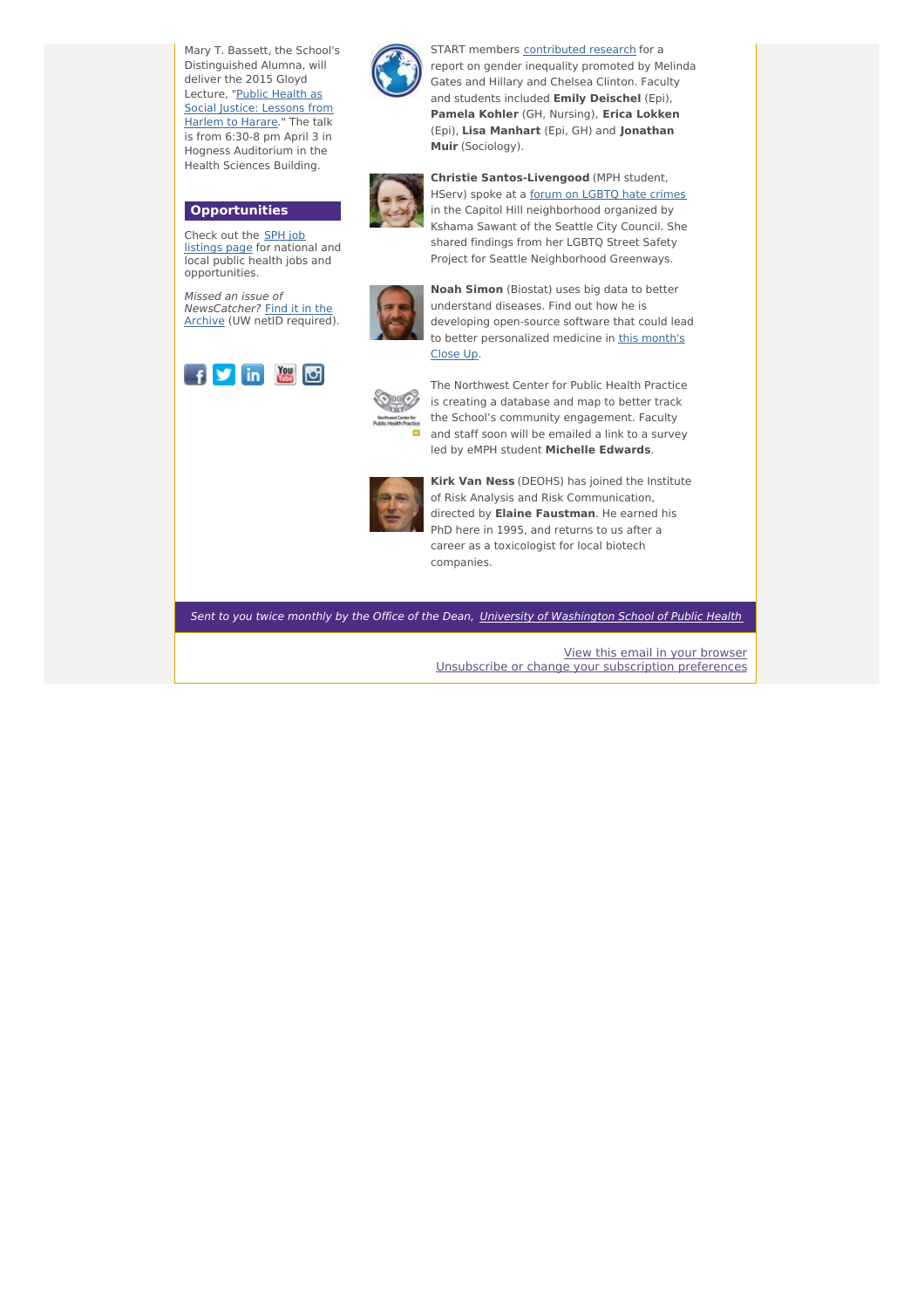Mary T. Bassett, the School's Distinguished Alumna, will deliver the 2015 Gloyd Lecture, "Public Health as Social Justice: Lessons from Harlem to Harare." The talk is from 6:30-8 pm April 3 in Hogness Auditorium in the Health Sciences Building.

## Opportunities

Check out the SPH job listings page for national and local public health jobs and opportunities.

*Missed an issue of NewsCatcher?* Find it in the Archive (UW netID required).

START members contributed research for a report on gender inequality promoted by Melinda Gates and Hillary and Chelsea Clinton. Faculty and students included **Emily Deischel** (Epi), **Pamela Kohler** (GH, Nursing), **Erica Lokken** (Epi), **Lisa Manhart** (Epi, GH) and **Jonathan Muir** (Sociology).

**Christie Santos-Livengood** (MPH student, HServ) spoke at a forum on LGBTQ hate crimes in the Capitol Hill neighborhood organized by Kshama Sawant of the Seattle City Council. She shared findings from her LGBTQ Street Safety Project for Seattle Neighborhood Greenways.

**Noah Simon** (Biostat) uses big data to better understand diseases. Find out how he is developing open-source software that could lead to better personalized medicine in this month's Close Up.

The Northwest Center for Public Health Practice is creating a database and map to better track the School's community engagement. Faculty and staff soon will be emailed a link to a survey led by eMPH student **Michelle Edwards**.

**Kirk Van Ness** (DEOHS) has joined the Institute of Risk Analysis and Risk Communication, directed by **Elaine Faustman**. He earned his PhD here in 1995, and returns to us after a career as a toxicologist for local biotech companies.

*Sent to you twice monthly by the Office of the Dean, University of Washington School of Public Health*

View this email in your browser
Unsubscribe or change your subscription preferences